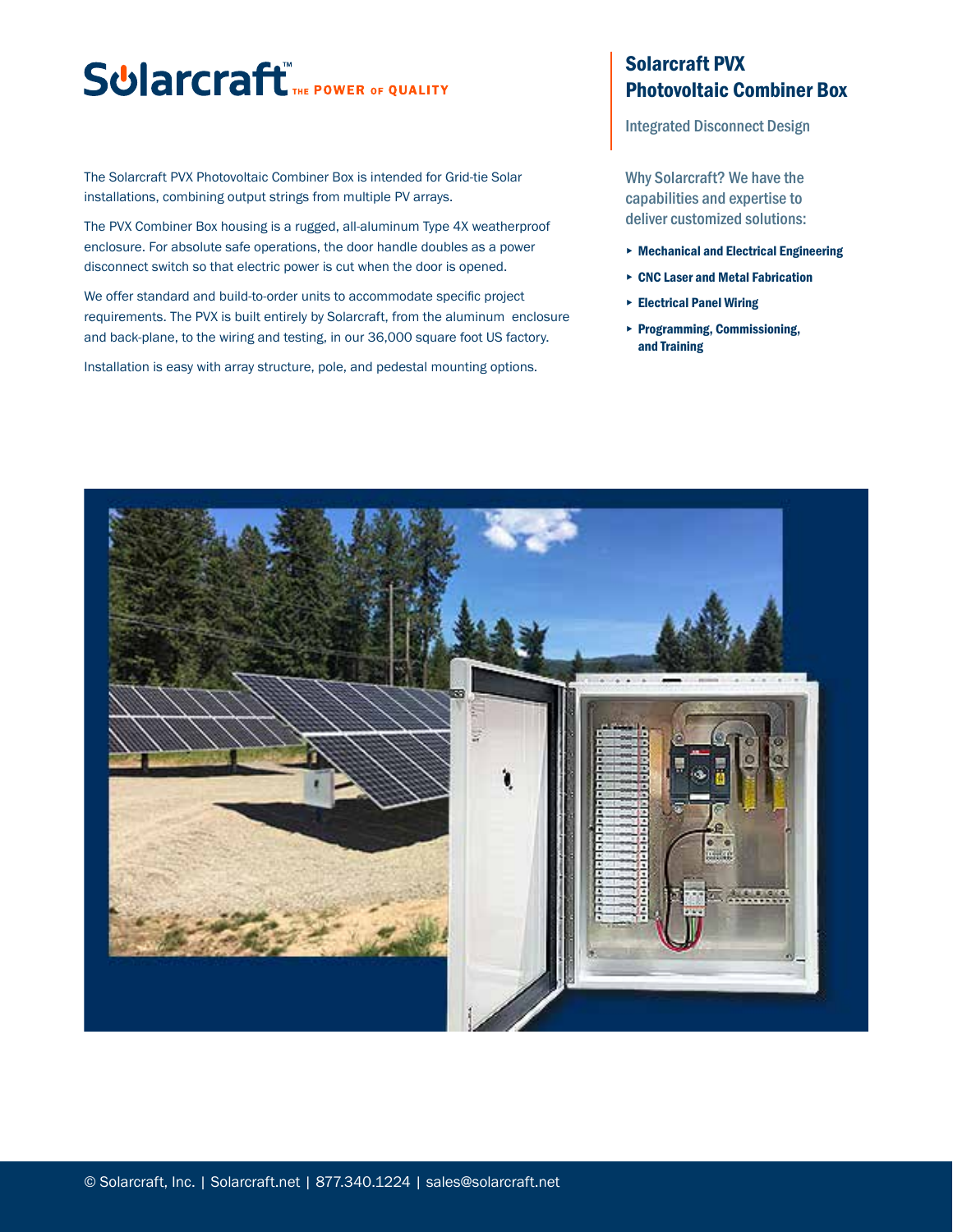# Solarcraft™ THE POWER OF QUALITY

## Solarcraft PVX Photovoltaic Combiner Box

Integrated Disconnect Design

The Solarcraft PVX Photovoltaic Combiner Box is intended for Grid-tie Solar installations, combining output strings from multiple PV arrays.

The PVX Combiner Box housing is a rugged, all-aluminum Type 4X weatherproof enclosure. For absolute safe operations, the door handle doubles as a power disconnect switch so that electric power is cut when the door is opened.

We offer standard and build-to-order units to accommodate specific project requirements. The PVX is built entirely by Solarcraft, from the aluminum enclosure and back-plane, to the wiring and testing, in our 36,000 square foot US factory.

Installation is easy with array structure, pole, and pedestal mounting options.

Why Solarcraft? We have the capabilities and expertise to deliver customized solutions:

- **Mechanical and Electrical Engineering**
- **CNC Laser and Metal Fabrication**
- **Electrical Panel Wiring**
- **Programming, Commissioning, and Training**

© Solarcraft, Inc. | Solarcraft.net | 877.340.1224 | sales@solarcraft.net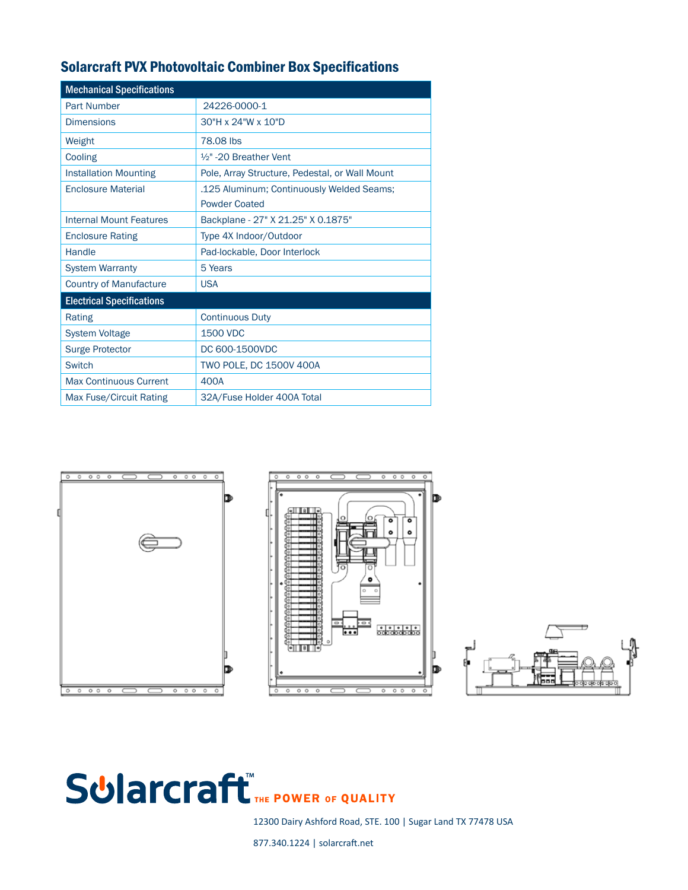## Solarcraft PVX Photovoltaic Combiner Box Specifications

| | |
|---|---|
| **Mechanical Specifications** | |
| Part Number | 24226-0000-1 |
| Dimensions | 30"H x 24"W x 10"D |
| Weight | 78.08 lbs |
| Cooling | ½" -20 Breather Vent |
| Installation Mounting | Pole, Array Structure, Pedestal, or Wall Mount |
| Enclosure Material | .125 Aluminum; Continuously Welded Seams; Powder Coated |
| Internal Mount Features | Backplane - 27" X 21.25" X 0.1875" |
| Enclosure Rating | Type 4X Indoor/Outdoor |
| Handle | Pad-lockable, Door Interlock |
| System Warranty | 5 Years |
| Country of Manufacture | USA |
| **Electrical Specifications** | |
| Rating | Continuous Duty |
| System Voltage | 1500 VDC |
| Surge Protector | DC 600-1500VDC |
| Switch | TWO POLE, DC 1500V 400A |
| Max Continuous Current | 400A |
| Max Fuse/Circuit Rating | 32A/Fuse Holder 400A Total |

Solarcraft™ THE POWER OF QUALITY

12300 Dairy Ashford Road, STE. 100 | Sugar Land TX 77478 USA

877.340.1224 | solarcraft.net